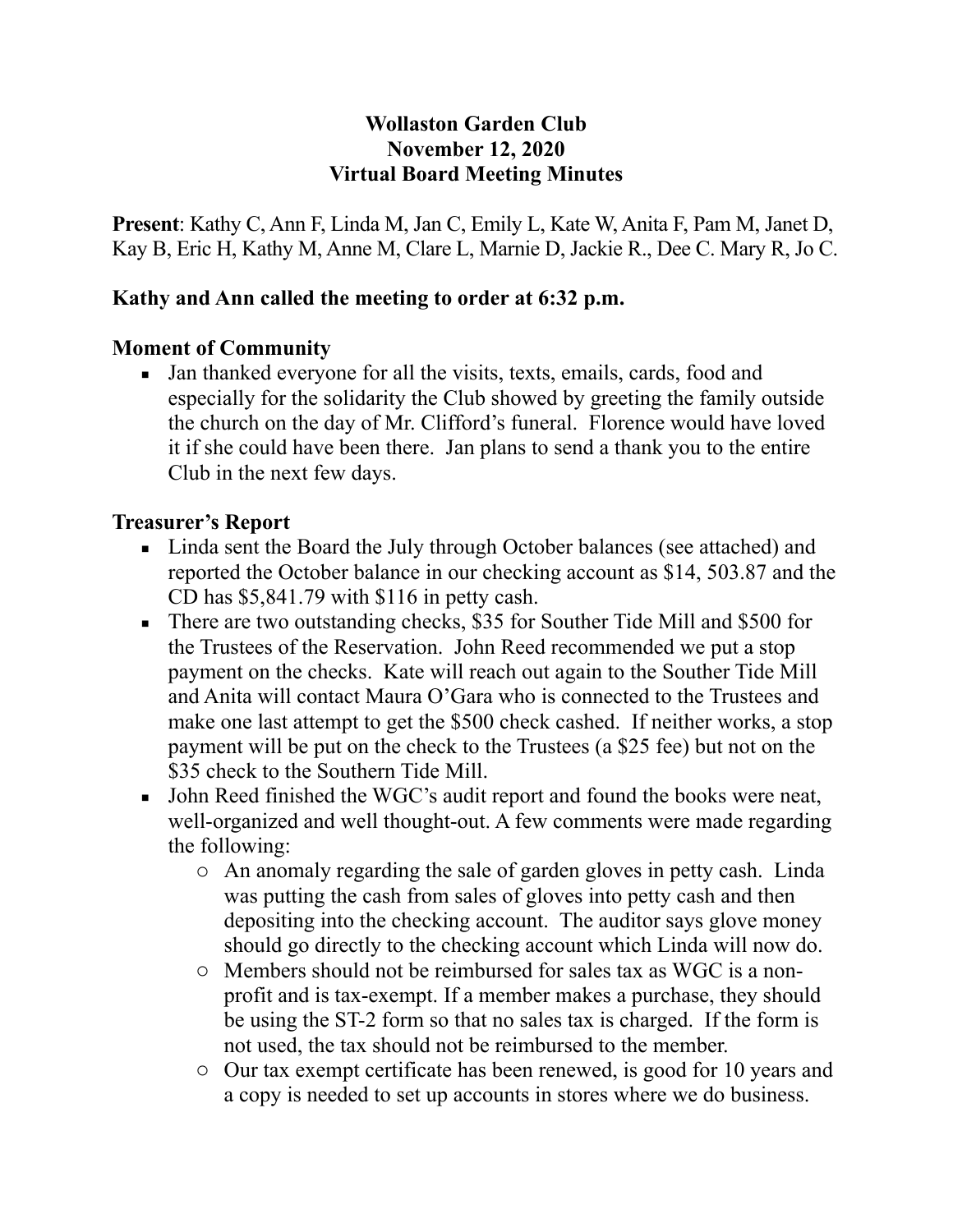# Wollaston Garden Club
## November 12, 2020
## Virtual Board Meeting Minutes

**Present**: Kathy C, Ann F, Linda M, Jan C, Emily L, Kate W, Anita F, Pam M, Janet D, Kay B, Eric H, Kathy M, Anne M, Clare L, Marnie D, Jackie R., Dee C. Mary R, Jo C.

**Kathy and Ann called the meeting to order at 6:32 p.m.**

### Moment of Community

- Jan thanked everyone for all the visits, texts, emails, cards, food and especially for the solidarity the Club showed by greeting the family outside the church on the day of Mr. Clifford's funeral. Florence would have loved it if she could have been there. Jan plans to send a thank you to the entire Club in the next few days.

### Treasurer's Report

- Linda sent the Board the July through October balances (see attached) and reported the October balance in our checking account as $14, 503.87 and the CD has $5,841.79 with $116 in petty cash.
- There are two outstanding checks, $35 for Souther Tide Mill and $500 for the Trustees of the Reservation. John Reed recommended we put a stop payment on the checks. Kate will reach out again to the Souther Tide Mill and Anita will contact Maura O'Gara who is connected to the Trustees and make one last attempt to get the $500 check cashed. If neither works, a stop payment will be put on the check to the Trustees (a $25 fee) but not on the $35 check to the Southern Tide Mill.
- John Reed finished the WGC's audit report and found the books were neat, well-organized and well thought-out. A few comments were made regarding the following:
  - An anomaly regarding the sale of garden gloves in petty cash. Linda was putting the cash from sales of gloves into petty cash and then depositing into the checking account. The auditor says glove money should go directly to the checking account which Linda will now do.
  - Members should not be reimbursed for sales tax as WGC is a non-profit and is tax-exempt. If a member makes a purchase, they should be using the ST-2 form so that no sales tax is charged. If the form is not used, the tax should not be reimbursed to the member.
  - Our tax exempt certificate has been renewed, is good for 10 years and a copy is needed to set up accounts in stores where we do business.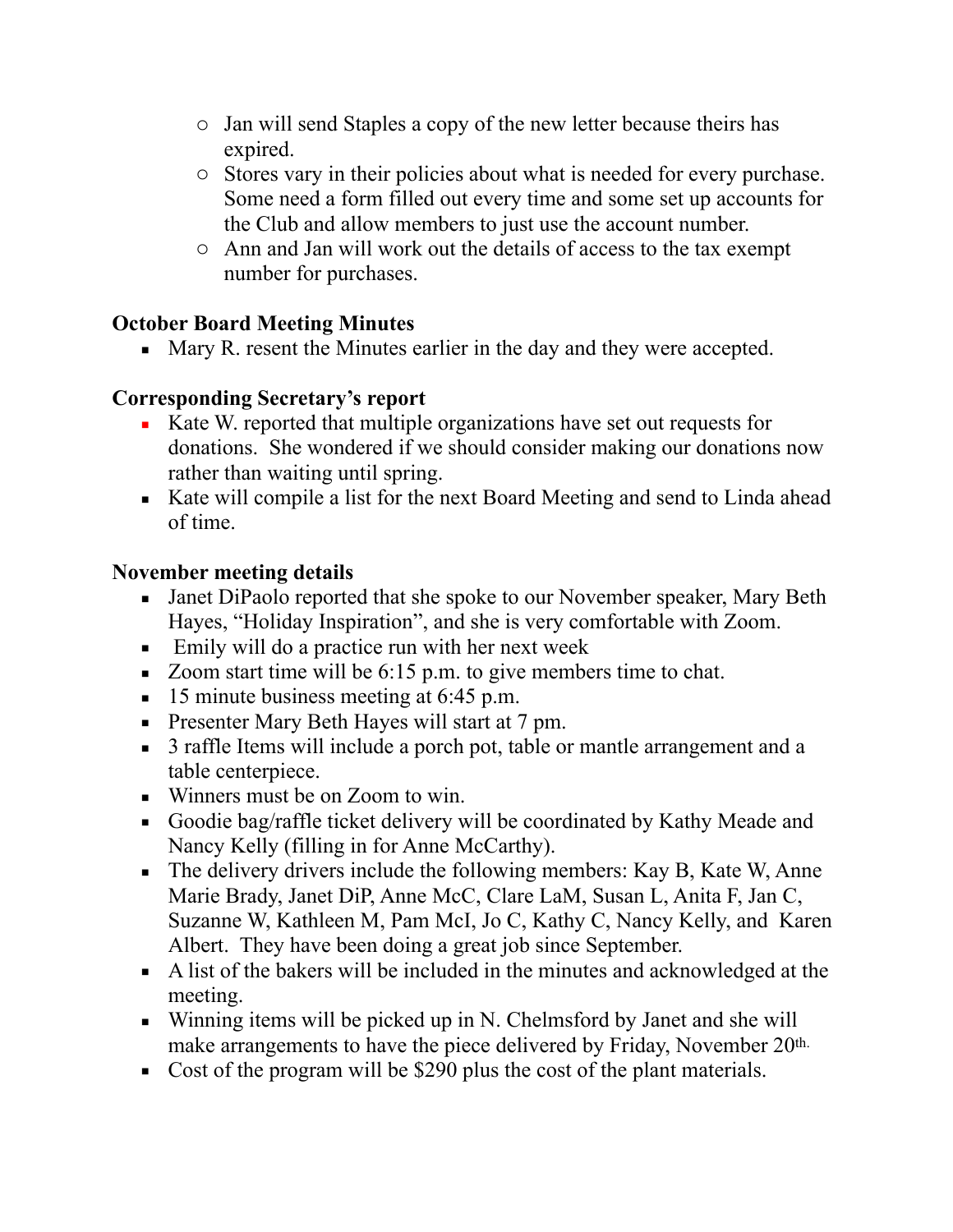- Jan will send Staples a copy of the new letter because theirs has expired.
  - Stores vary in their policies about what is needed for every purchase. Some need a form filled out every time and some set up accounts for the Club and allow members to just use the account number.
  - Ann and Jan will work out the details of access to the tax exempt number for purchases.

**October Board Meeting Minutes**

- Mary R. resent the Minutes earlier in the day and they were accepted.

**Corresponding Secretary's report**

- Kate W. reported that multiple organizations have set out requests for donations. She wondered if we should consider making our donations now rather than waiting until spring.
- Kate will compile a list for the next Board Meeting and send to Linda ahead of time.

**November meeting details**

- Janet DiPaolo reported that she spoke to our November speaker, Mary Beth Hayes, "Holiday Inspiration", and she is very comfortable with Zoom.
- Emily will do a practice run with her next week
- Zoom start time will be 6:15 p.m. to give members time to chat.
- 15 minute business meeting at 6:45 p.m.
- Presenter Mary Beth Hayes will start at 7 pm.
- 3 raffle Items will include a porch pot, table or mantle arrangement and a table centerpiece.
- Winners must be on Zoom to win.
- Goodie bag/raffle ticket delivery will be coordinated by Kathy Meade and Nancy Kelly (filling in for Anne McCarthy).
- The delivery drivers include the following members: Kay B, Kate W, Anne Marie Brady, Janet DiP, Anne McC, Clare LaM, Susan L, Anita F, Jan C, Suzanne W, Kathleen M, Pam McI, Jo C, Kathy C, Nancy Kelly, and Karen Albert. They have been doing a great job since September.
- A list of the bakers will be included in the minutes and acknowledged at the meeting.
- Winning items will be picked up in N. Chelmsford by Janet and she will make arrangements to have the piece delivered by Friday, November 20th.
- Cost of the program will be $290 plus the cost of the plant materials.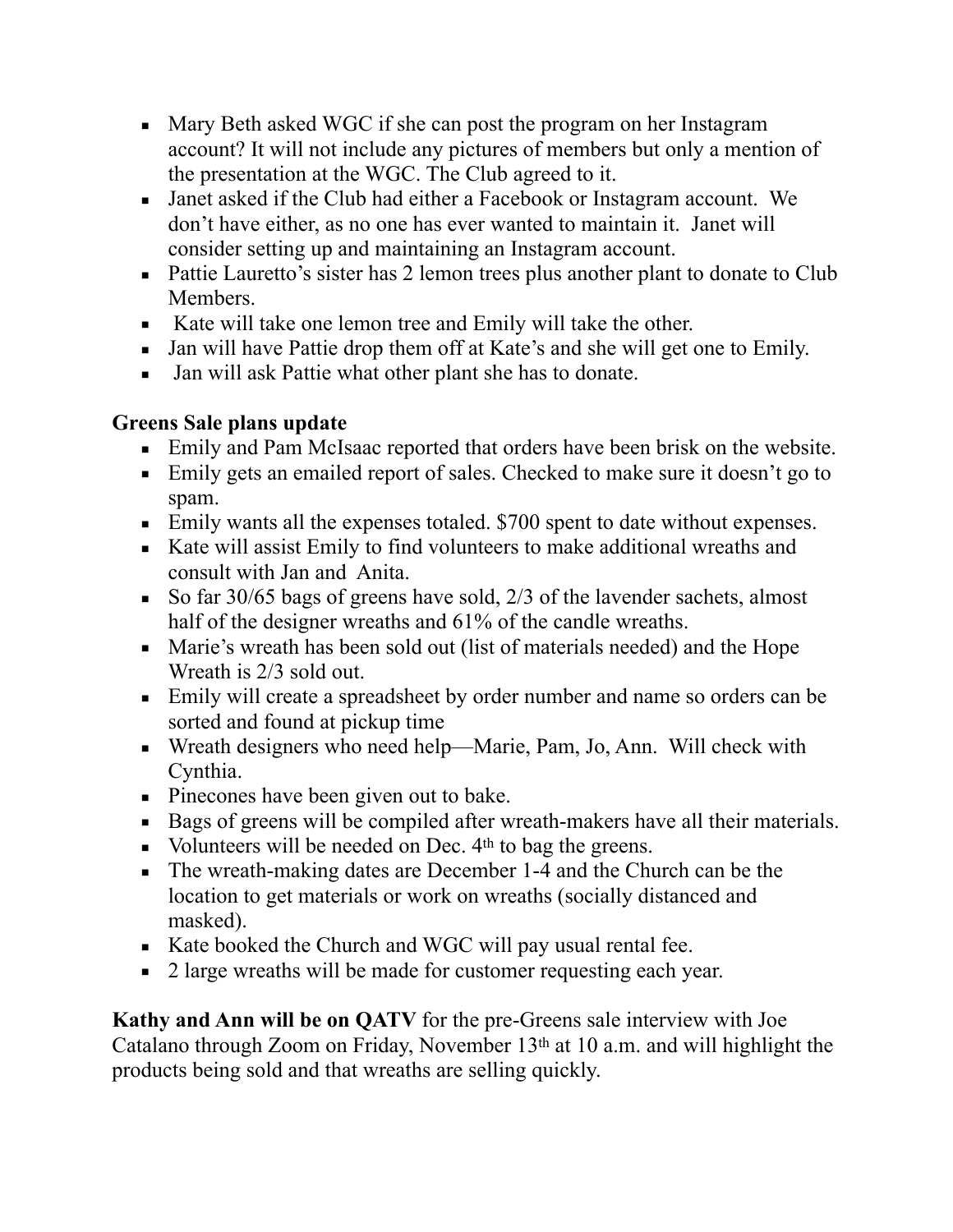- Mary Beth asked WGC if she can post the program on her Instagram account? It will not include any pictures of members but only a mention of the presentation at the WGC. The Club agreed to it.
- Janet asked if the Club had either a Facebook or Instagram account. We don't have either, as no one has ever wanted to maintain it. Janet will consider setting up and maintaining an Instagram account.
- Pattie Lauretto's sister has 2 lemon trees plus another plant to donate to Club Members.
- Kate will take one lemon tree and Emily will take the other.
- Jan will have Pattie drop them off at Kate's and she will get one to Emily.
- Jan will ask Pattie what other plant she has to donate.

**Greens Sale plans update**

- Emily and Pam McIsaac reported that orders have been brisk on the website.
- Emily gets an emailed report of sales. Checked to make sure it doesn't go to spam.
- Emily wants all the expenses totaled. $700 spent to date without expenses.
- Kate will assist Emily to find volunteers to make additional wreaths and consult with Jan and Anita.
- So far 30/65 bags of greens have sold, 2/3 of the lavender sachets, almost half of the designer wreaths and 61% of the candle wreaths.
- Marie's wreath has been sold out (list of materials needed) and the Hope Wreath is 2/3 sold out.
- Emily will create a spreadsheet by order number and name so orders can be sorted and found at pickup time
- Wreath designers who need help—Marie, Pam, Jo, Ann. Will check with Cynthia.
- Pinecones have been given out to bake.
- Bags of greens will be compiled after wreath-makers have all their materials.
- Volunteers will be needed on Dec. 4th to bag the greens.
- The wreath-making dates are December 1-4 and the Church can be the location to get materials or work on wreaths (socially distanced and masked).
- Kate booked the Church and WGC will pay usual rental fee.
- 2 large wreaths will be made for customer requesting each year.

**Kathy and Ann will be on QATV** for the pre-Greens sale interview with Joe Catalano through Zoom on Friday, November 13th at 10 a.m. and will highlight the products being sold and that wreaths are selling quickly.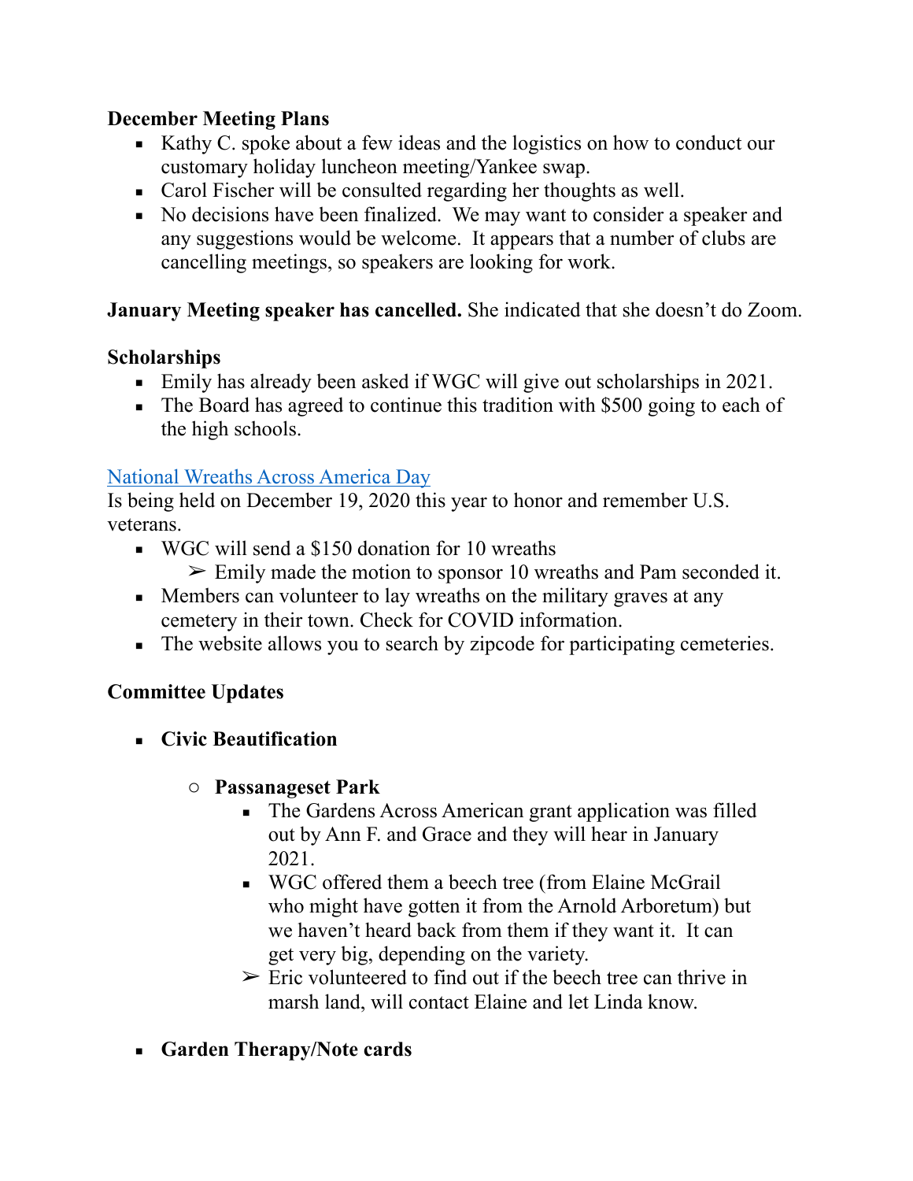**December Meeting Plans**

- Kathy C. spoke about a few ideas and the logistics on how to conduct our customary holiday luncheon meeting/Yankee swap.
- Carol Fischer will be consulted regarding her thoughts as well.
- No decisions have been finalized. We may want to consider a speaker and any suggestions would be welcome. It appears that a number of clubs are cancelling meetings, so speakers are looking for work.

**January Meeting speaker has cancelled.** She indicated that she doesn't do Zoom.

**Scholarships**

- Emily has already been asked if WGC will give out scholarships in 2021.
- The Board has agreed to continue this tradition with $500 going to each of the high schools.

National Wreaths Across America Day
Is being held on December 19, 2020 this year to honor and remember U.S. veterans.

- WGC will send a $150 donation for 10 wreaths
    - ➢ Emily made the motion to sponsor 10 wreaths and Pam seconded it.
- Members can volunteer to lay wreaths on the military graves at any cemetery in their town. Check for COVID information.
- The website allows you to search by zipcode for participating cemeteries.

**Committee Updates**

- **Civic Beautification**
    - **Passanageset Park**
        - The Gardens Across American grant application was filled out by Ann F. and Grace and they will hear in January 2021.
        - WGC offered them a beech tree (from Elaine McGrail who might have gotten it from the Arnold Arboretum) but we haven't heard back from them if they want it. It can get very big, depending on the variety.
        - ➢ Eric volunteered to find out if the beech tree can thrive in marsh land, will contact Elaine and let Linda know.
- **Garden Therapy/Note cards**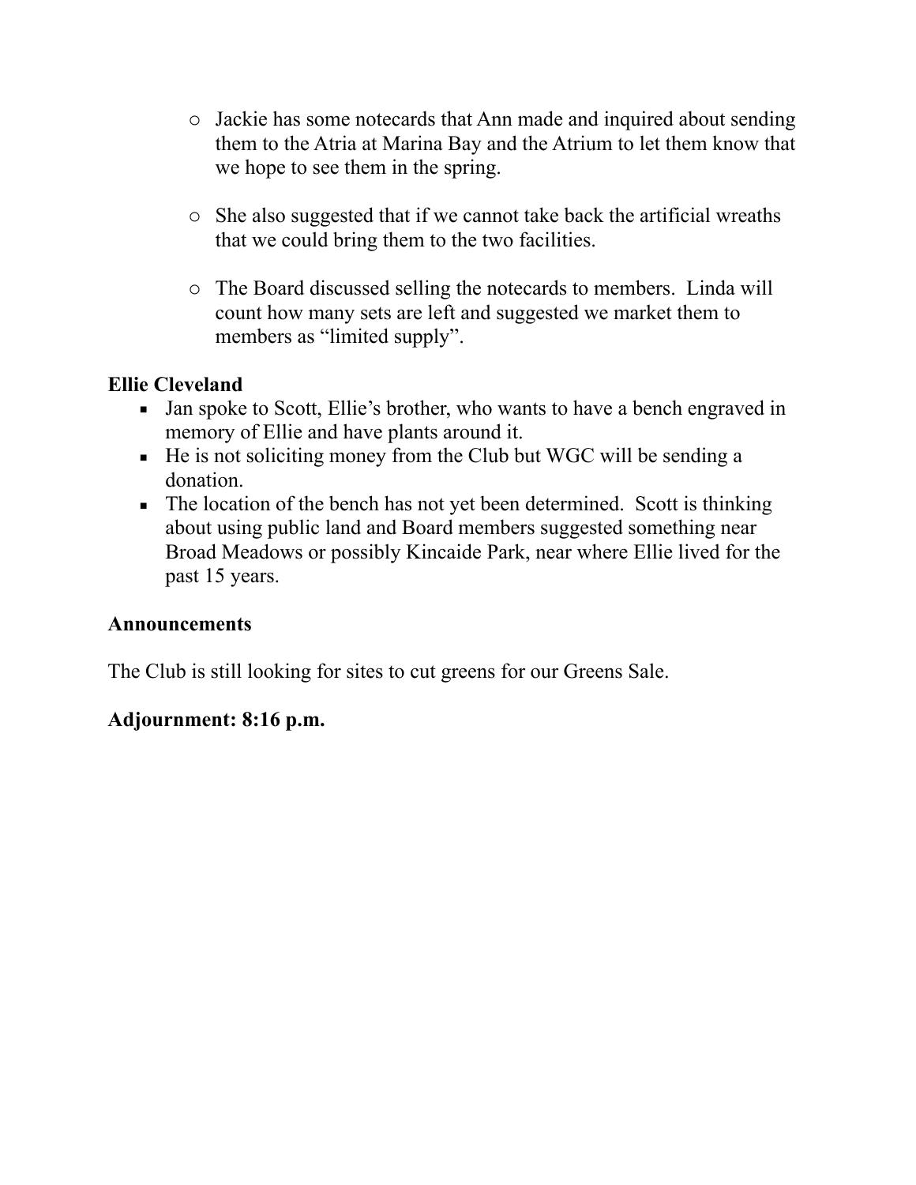- Jackie has some notecards that Ann made and inquired about sending them to the Atria at Marina Bay and the Atrium to let them know that we hope to see them in the spring.

  - She also suggested that if we cannot take back the artificial wreaths that we could bring them to the two facilities.

  - The Board discussed selling the notecards to members. Linda will count how many sets are left and suggested we market them to members as "limited supply".

**Ellie Cleveland**

- Jan spoke to Scott, Ellie's brother, who wants to have a bench engraved in memory of Ellie and have plants around it.
- He is not soliciting money from the Club but WGC will be sending a donation.
- The location of the bench has not yet been determined. Scott is thinking about using public land and Board members suggested something near Broad Meadows or possibly Kincaide Park, near where Ellie lived for the past 15 years.

**Announcements**

The Club is still looking for sites to cut greens for our Greens Sale.

**Adjournment: 8:16 p.m.**